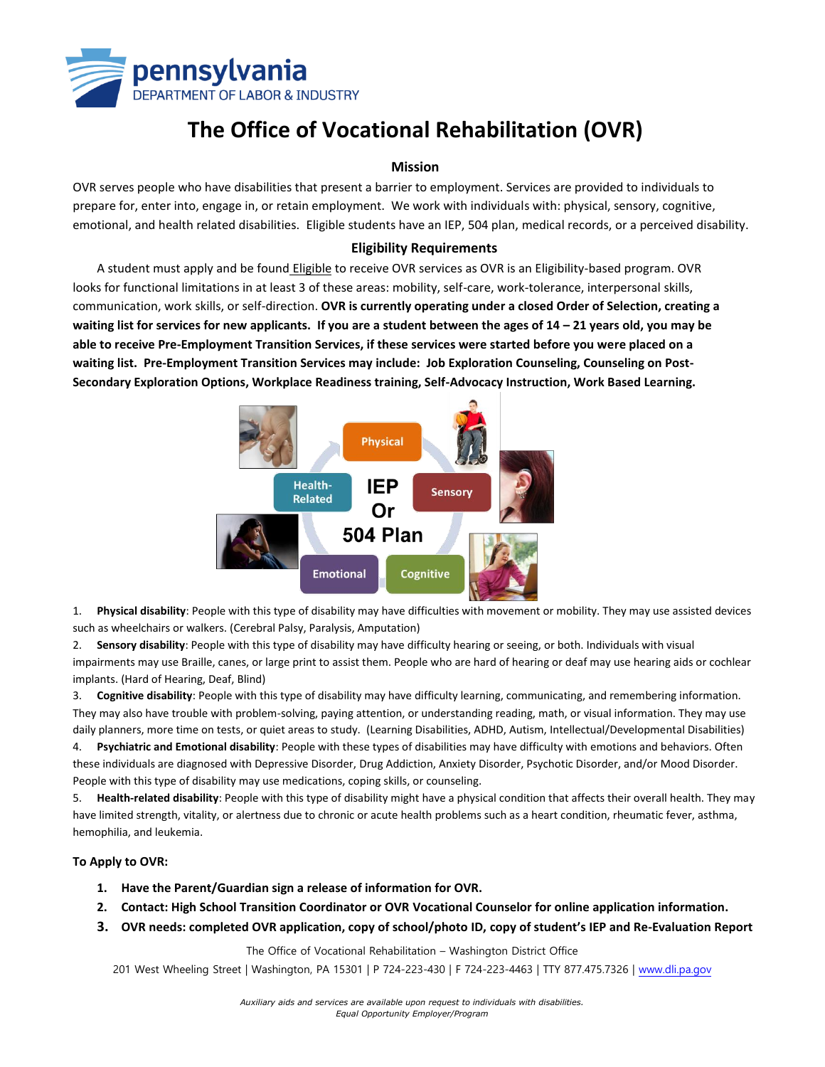pennsylvania
DEPARTMENT OF LABOR & INDUSTRY

# The Office of Vocational Rehabilitation (OVR)

## Mission

OVR serves people who have disabilities that present a barrier to employment. Services are provided to individuals to prepare for, enter into, engage in, or retain employment. We work with individuals with: physical, sensory, cognitive, emotional, and health related disabilities. Eligible students have an IEP, 504 plan, medical records, or a perceived disability.

## Eligibility Requirements

A student must apply and be found Eligible to receive OVR services as OVR is an Eligibility-based program. OVR looks for functional limitations in at least 3 of these areas: mobility, self-care, work-tolerance, interpersonal skills, communication, work skills, or self-direction. **OVR is currently operating under a closed Order of Selection, creating a waiting list for services for new applicants. If you are a student between the ages of 14 – 21 years old, you may be able to receive Pre-Employment Transition Services, if these services were started before you were placed on a waiting list. Pre-Employment Transition Services may include: Job Exploration Counseling, Counseling on Post-Secondary Exploration Options, Workplace Readiness training, Self-Advocacy Instruction, Work Based Learning.**

Physical · Sensory · Cognitive · Emotional · Health-Related — IEP Or 504 Plan

1. **Physical disability**: People with this type of disability may have difficulties with movement or mobility. They may use assisted devices such as wheelchairs or walkers. (Cerebral Palsy, Paralysis, Amputation)
2. **Sensory disability**: People with this type of disability may have difficulty hearing or seeing, or both. Individuals with visual impairments may use Braille, canes, or large print to assist them. People who are hard of hearing or deaf may use hearing aids or cochlear implants. (Hard of Hearing, Deaf, Blind)
3. **Cognitive disability**: People with this type of disability may have difficulty learning, communicating, and remembering information. They may also have trouble with problem-solving, paying attention, or understanding reading, math, or visual information. They may use daily planners, more time on tests, or quiet areas to study. (Learning Disabilities, ADHD, Autism, Intellectual/Developmental Disabilities)
4. **Psychiatric and Emotional disability**: People with these types of disabilities may have difficulty with emotions and behaviors. Often these individuals are diagnosed with Depressive Disorder, Drug Addiction, Anxiety Disorder, Psychotic Disorder, and/or Mood Disorder. People with this type of disability may use medications, coping skills, or counseling.
5. **Health-related disability**: People with this type of disability might have a physical condition that affects their overall health. They may have limited strength, vitality, or alertness due to chronic or acute health problems such as a heart condition, rheumatic fever, asthma, hemophilia, and leukemia.

**To Apply to OVR:**

1. **Have the Parent/Guardian sign a release of information for OVR.**
2. **Contact: High School Transition Coordinator or OVR Vocational Counselor for online application information.**
3. **OVR needs: completed OVR application, copy of school/photo ID, copy of student's IEP and Re-Evaluation Report**

The Office of Vocational Rehabilitation – Washington District Office
201 West Wheeling Street | Washington, PA 15301 | P 724-223-430 | F 724-223-4463 | TTY 877.475.7326 | www.dli.pa.gov

*Auxiliary aids and services are available upon request to individuals with disabilities.*
*Equal Opportunity Employer/Program*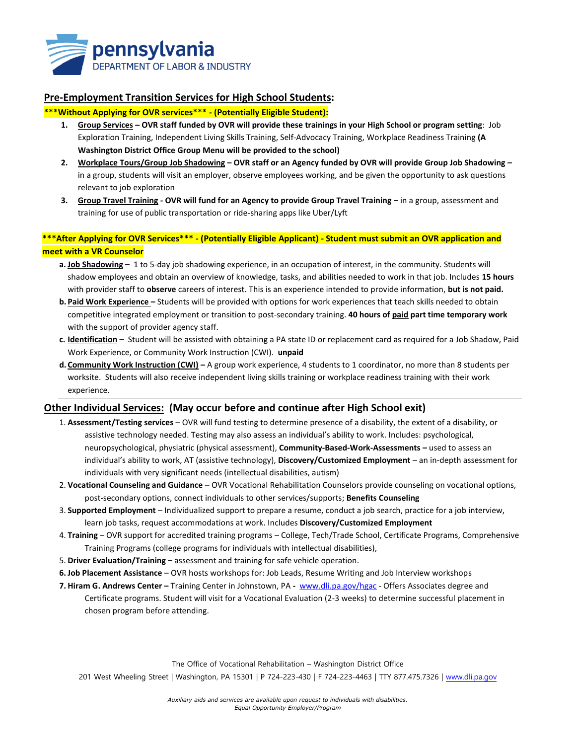**pennsylvania**
DEPARTMENT OF LABOR & INDUSTRY

## Pre-Employment Transition Services for High School Students:

**\*\*\*Without Applying for OVR services\*\*\* - (Potentially Eligible Student):**

1. **Group Services – OVR staff funded by OVR will provide these trainings in your High School or program setting**: Job Exploration Training, Independent Living Skills Training, Self-Advocacy Training, Workplace Readiness Training **(A Washington District Office Group Menu will be provided to the school)**
2. **Workplace Tours/Group Job Shadowing – OVR staff or an Agency funded by OVR will provide Group Job Shadowing –** in a group, students will visit an employer, observe employees working, and be given the opportunity to ask questions relevant to job exploration
3. **Group Travel Training - OVR will fund for an Agency to provide Group Travel Training –** in a group, assessment and training for use of public transportation or ride-sharing apps like Uber/Lyft

**\*\*\*After Applying for OVR Services\*\*\* - (Potentially Eligible Applicant) - Student must submit an OVR application and meet with a VR Counselor**

a. **Job Shadowing –** 1 to 5-day job shadowing experience, in an occupation of interest, in the community. Students will shadow employees and obtain an overview of knowledge, tasks, and abilities needed to work in that job. Includes **15 hours** with provider staff to **observe** careers of interest. This is an experience intended to provide information, **but is not paid.**

b. **Paid Work Experience –** Students will be provided with options for work experiences that teach skills needed to obtain competitive integrated employment or transition to post-secondary training. **40 hours of paid part time temporary work** with the support of provider agency staff.

c. **Identification –** Student will be assisted with obtaining a PA state ID or replacement card as required for a Job Shadow, Paid Work Experience, or Community Work Instruction (CWI). **unpaid**

d. **Community Work Instruction (CWI) –** A group work experience, 4 students to 1 coordinator, no more than 8 students per worksite. Students will also receive independent living skills training or workplace readiness training with their work experience.

---

## Other Individual Services: (May occur before and continue after High School exit)

1. **Assessment/Testing services** – OVR will fund testing to determine presence of a disability, the extent of a disability, or assistive technology needed. Testing may also assess an individual's ability to work. Includes: psychological, neuropsychological, physiatric (physical assessment), **Community-Based-Work-Assessments –** used to assess an individual's ability to work, AT (assistive technology), **Discovery/Customized Employment** – an in-depth assessment for individuals with very significant needs (intellectual disabilities, autism)
2. **Vocational Counseling and Guidance** – OVR Vocational Rehabilitation Counselors provide counseling on vocational options, post-secondary options, connect individuals to other services/supports; **Benefits Counseling**
3. **Supported Employment** – Individualized support to prepare a resume, conduct a job search, practice for a job interview, learn job tasks, request accommodations at work. Includes **Discovery/Customized Employment**
4. **Training** – OVR support for accredited training programs – College, Tech/Trade School, Certificate Programs, Comprehensive Training Programs (college programs for individuals with intellectual disabilities),
5. **Driver Evaluation/Training –** assessment and training for safe vehicle operation.
6. **Job Placement Assistance** – OVR hosts workshops for: Job Leads, Resume Writing and Job Interview workshops
7. **Hiram G. Andrews Center –** Training Center in Johnstown, PA - www.dli.pa.gov/hgac - Offers Associates degree and Certificate programs. Student will visit for a Vocational Evaluation (2-3 weeks) to determine successful placement in chosen program before attending.

The Office of Vocational Rehabilitation – Washington District Office
201 West Wheeling Street | Washington, PA 15301 | P 724-223-430 | F 724-223-4463 | TTY 877.475.7326 | www.dli.pa.gov

*Auxiliary aids and services are available upon request to individuals with disabilities.*
*Equal Opportunity Employer/Program*